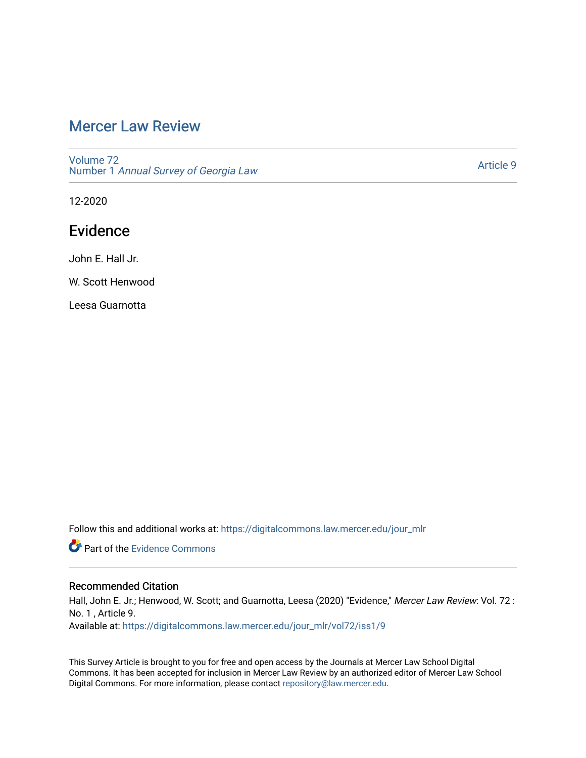# Mercer Law Review

Volume 72
Number 1 *Annual Survey of Georgia Law*

Article 9

12-2020

## Evidence

John E. Hall Jr.

W. Scott Henwood

Leesa Guarnotta

Follow this and additional works at: https://digitalcommons.law.mercer.edu/jour_mlr

Part of the Evidence Commons

### Recommended Citation

Hall, John E. Jr.; Henwood, W. Scott; and Guarnotta, Leesa (2020) "Evidence," *Mercer Law Review*: Vol. 72 : No. 1 , Article 9.
Available at: https://digitalcommons.law.mercer.edu/jour_mlr/vol72/iss1/9

This Survey Article is brought to you for free and open access by the Journals at Mercer Law School Digital Commons. It has been accepted for inclusion in Mercer Law Review by an authorized editor of Mercer Law School Digital Commons. For more information, please contact repository@law.mercer.edu.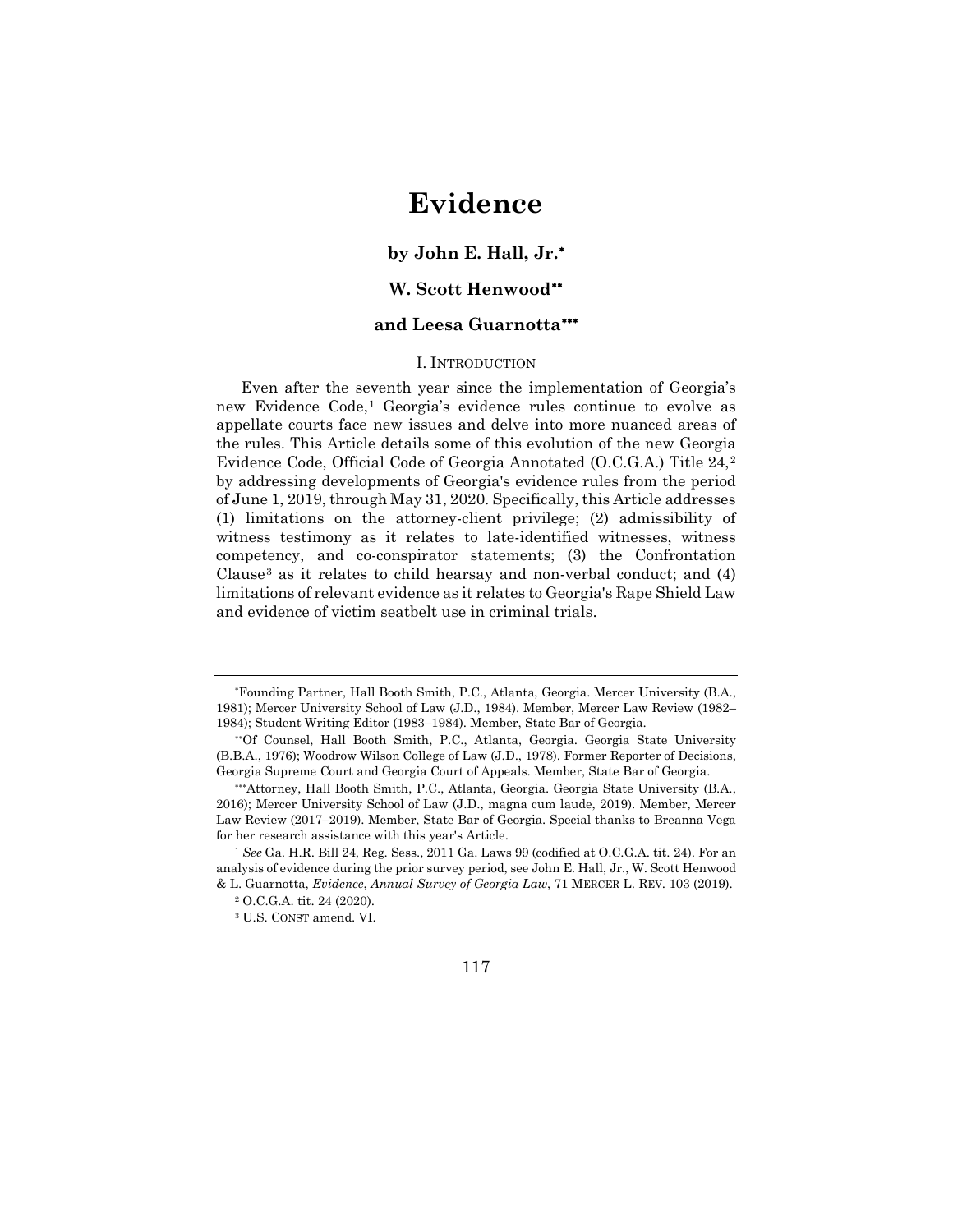# Evidence

**by John E. Hall, Jr.[*]**

**W. Scott Henwood[**]**

**and Leesa Guarnotta[***]**

## I. INTRODUCTION

Even after the seventh year since the implementation of Georgia's new Evidence Code,[1] Georgia's evidence rules continue to evolve as appellate courts face new issues and delve into more nuanced areas of the rules. This Article details some of this evolution of the new Georgia Evidence Code, Official Code of Georgia Annotated (O.C.G.A.) Title 24,[2] by addressing developments of Georgia's evidence rules from the period of June 1, 2019, through May 31, 2020. Specifically, this Article addresses (1) limitations on the attorney-client privilege; (2) admissibility of witness testimony as it relates to late-identified witnesses, witness competency, and co-conspirator statements; (3) the Confrontation Clause[3] as it relates to child hearsay and non-verbal conduct; and (4) limitations of relevant evidence as it relates to Georgia's Rape Shield Law and evidence of victim seatbelt use in criminal trials.

---

[*] Founding Partner, Hall Booth Smith, P.C., Atlanta, Georgia. Mercer University (B.A., 1981); Mercer University School of Law (J.D., 1984). Member, Mercer Law Review (1982–1984); Student Writing Editor (1983–1984). Member, State Bar of Georgia.

[**] Of Counsel, Hall Booth Smith, P.C., Atlanta, Georgia. Georgia State University (B.B.A., 1976); Woodrow Wilson College of Law (J.D., 1978). Former Reporter of Decisions, Georgia Supreme Court and Georgia Court of Appeals. Member, State Bar of Georgia.

[***] Attorney, Hall Booth Smith, P.C., Atlanta, Georgia. Georgia State University (B.A., 2016); Mercer University School of Law (J.D., magna cum laude, 2019). Member, Mercer Law Review (2017–2019). Member, State Bar of Georgia. Special thanks to Breanna Vega for her research assistance with this year's Article.

[1] *See* Ga. H.R. Bill 24, Reg. Sess., 2011 Ga. Laws 99 (codified at O.C.G.A. tit. 24). For an analysis of evidence during the prior survey period, see John E. Hall, Jr., W. Scott Henwood & L. Guarnotta, *Evidence*, *Annual Survey of Georgia Law*, 71 MERCER L. REV. 103 (2019).

[2] O.C.G.A. tit. 24 (2020).

[3] U.S. CONST amend. VI.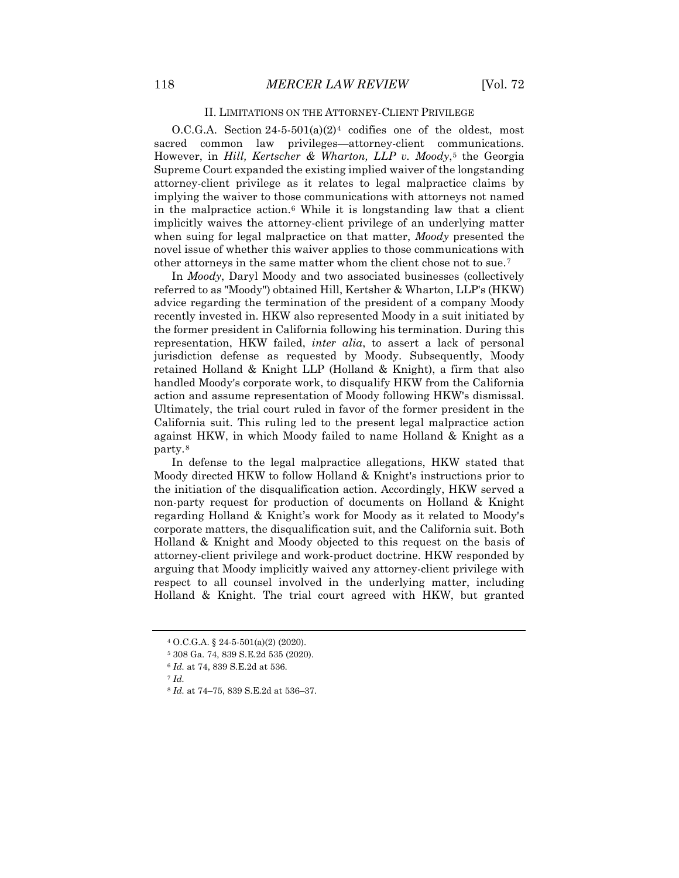## II. Limitations on the Attorney-Client Privilege

O.C.G.A. Section 24-5-501(a)(2)[4] codifies one of the oldest, most sacred common law privileges—attorney-client communications. However, in *Hill, Kertscher & Wharton, LLP v. Moody*,[5] the Georgia Supreme Court expanded the existing implied waiver of the longstanding attorney-client privilege as it relates to legal malpractice claims by implying the waiver to those communications with attorneys not named in the malpractice action.[6] While it is longstanding law that a client implicitly waives the attorney-client privilege of an underlying matter when suing for legal malpractice on that matter, *Moody* presented the novel issue of whether this waiver applies to those communications with other attorneys in the same matter whom the client chose not to sue.[7]

In *Moody*, Daryl Moody and two associated businesses (collectively referred to as "Moody") obtained Hill, Kertsher & Wharton, LLP's (HKW) advice regarding the termination of the president of a company Moody recently invested in. HKW also represented Moody in a suit initiated by the former president in California following his termination. During this representation, HKW failed, *inter alia*, to assert a lack of personal jurisdiction defense as requested by Moody. Subsequently, Moody retained Holland & Knight LLP (Holland & Knight), a firm that also handled Moody's corporate work, to disqualify HKW from the California action and assume representation of Moody following HKW's dismissal. Ultimately, the trial court ruled in favor of the former president in the California suit. This ruling led to the present legal malpractice action against HKW, in which Moody failed to name Holland & Knight as a party.[8]

In defense to the legal malpractice allegations, HKW stated that Moody directed HKW to follow Holland & Knight's instructions prior to the initiation of the disqualification action. Accordingly, HKW served a non-party request for production of documents on Holland & Knight regarding Holland & Knight's work for Moody as it related to Moody's corporate matters, the disqualification suit, and the California suit. Both Holland & Knight and Moody objected to this request on the basis of attorney-client privilege and work-product doctrine. HKW responded by arguing that Moody implicitly waived any attorney-client privilege with respect to all counsel involved in the underlying matter, including Holland & Knight. The trial court agreed with HKW, but granted

---

[4] O.C.G.A. § 24-5-501(a)(2) (2020).

[5] 308 Ga. 74, 839 S.E.2d 535 (2020).

[6] *Id.* at 74, 839 S.E.2d at 536.

[7] *Id.*

[8] *Id.* at 74–75, 839 S.E.2d at 536–37.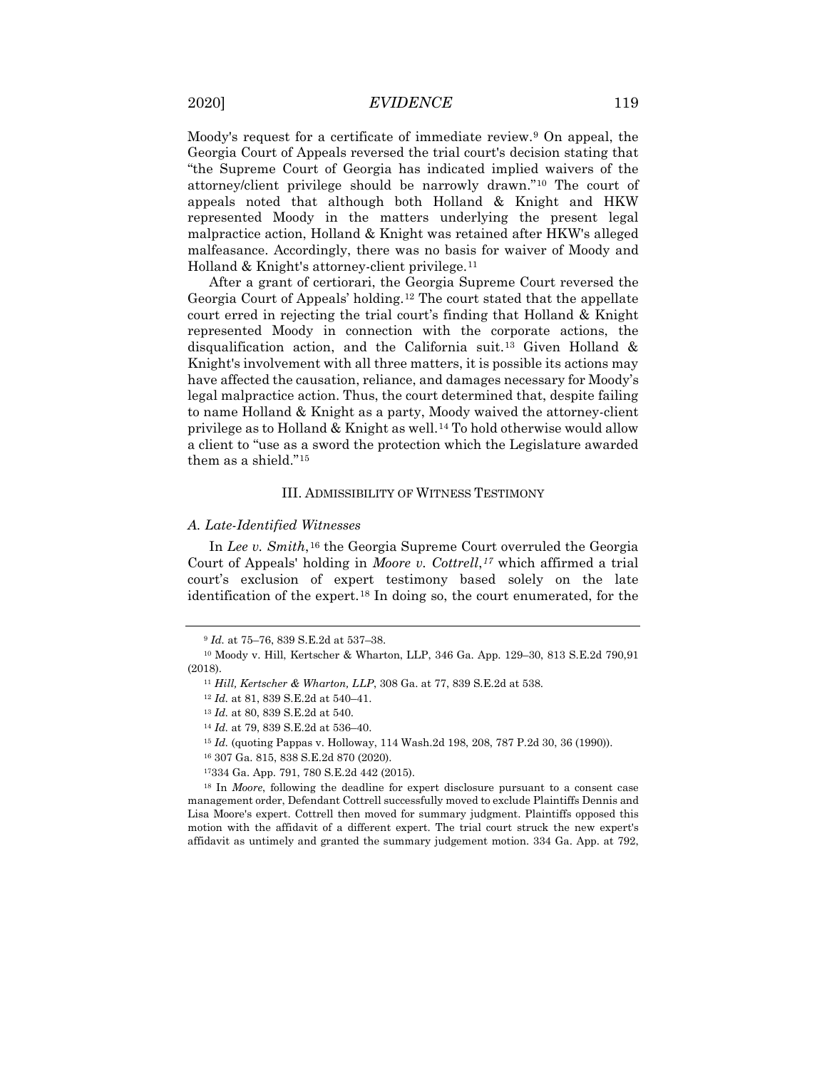Moody's request for a certificate of immediate review.[9] On appeal, the Georgia Court of Appeals reversed the trial court's decision stating that "the Supreme Court of Georgia has indicated implied waivers of the attorney/client privilege should be narrowly drawn."[10] The court of appeals noted that although both Holland & Knight and HKW represented Moody in the matters underlying the present legal malpractice action, Holland & Knight was retained after HKW's alleged malfeasance. Accordingly, there was no basis for waiver of Moody and Holland & Knight's attorney-client privilege.[11]

After a grant of certiorari, the Georgia Supreme Court reversed the Georgia Court of Appeals' holding.[12] The court stated that the appellate court erred in rejecting the trial court's finding that Holland & Knight represented Moody in connection with the corporate actions, the disqualification action, and the California suit.[13] Given Holland & Knight's involvement with all three matters, it is possible its actions may have affected the causation, reliance, and damages necessary for Moody's legal malpractice action. Thus, the court determined that, despite failing to name Holland & Knight as a party, Moody waived the attorney-client privilege as to Holland & Knight as well.[14] To hold otherwise would allow a client to "use as a sword the protection which the Legislature awarded them as a shield."[15]

## III. Admissibility of Witness Testimony

### *A. Late-Identified Witnesses*

In *Lee v. Smith*,[16] the Georgia Supreme Court overruled the Georgia Court of Appeals' holding in *Moore v. Cottrell*,[17] which affirmed a trial court's exclusion of expert testimony based solely on the late identification of the expert.[18] In doing so, the court enumerated, for the

---

[9] *Id.* at 75–76, 839 S.E.2d at 537–38.

[10] Moody v. Hill, Kertscher & Wharton, LLP, 346 Ga. App. 129–30, 813 S.E.2d 790,91 (2018).

[11] *Hill, Kertscher & Wharton, LLP*, 308 Ga. at 77, 839 S.E.2d at 538.

[12] *Id.* at 81, 839 S.E.2d at 540–41.

[13] *Id.* at 80, 839 S.E.2d at 540.

[14] *Id.* at 79, 839 S.E.2d at 536–40.

[15] *Id.* (quoting Pappas v. Holloway, 114 Wash.2d 198, 208, 787 P.2d 30, 36 (1990)).

[16] 307 Ga. 815, 838 S.E.2d 870 (2020).

[17] 334 Ga. App. 791, 780 S.E.2d 442 (2015).

[18] In *Moore*, following the deadline for expert disclosure pursuant to a consent case management order, Defendant Cottrell successfully moved to exclude Plaintiffs Dennis and Lisa Moore's expert. Cottrell then moved for summary judgment. Plaintiffs opposed this motion with the affidavit of a different expert. The trial court struck the new expert's affidavit as untimely and granted the summary judgement motion. 334 Ga. App. at 792,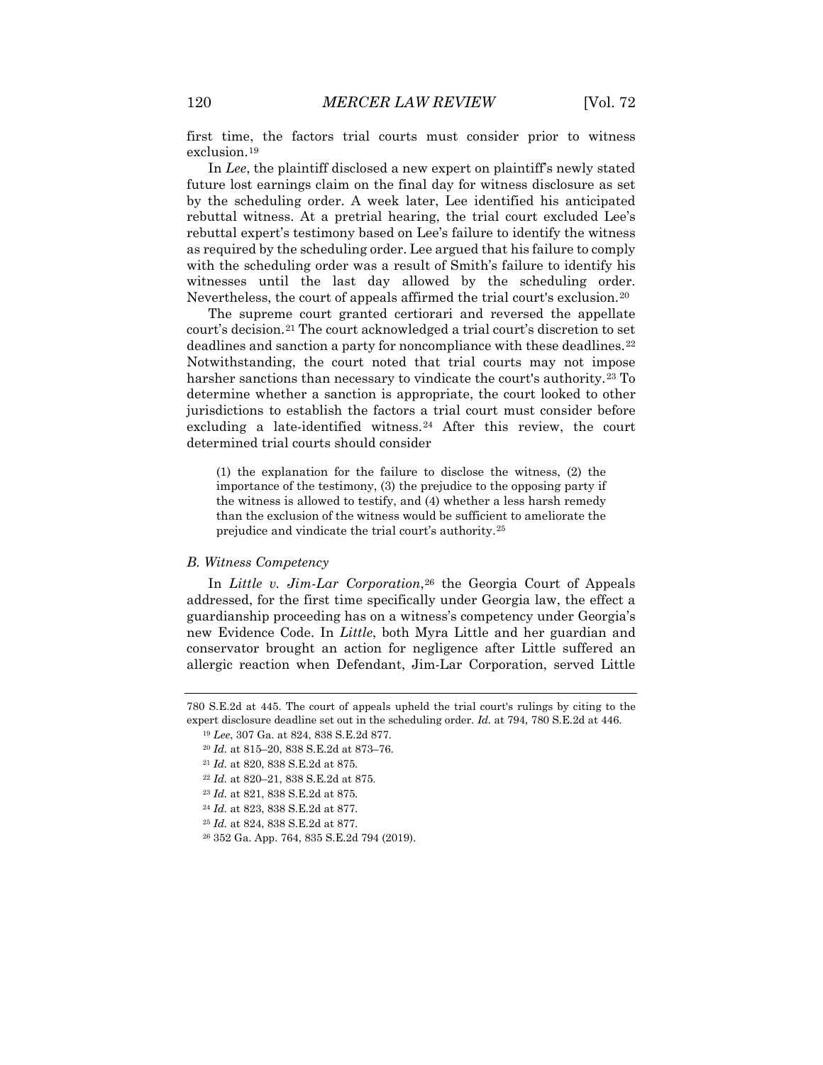first time, the factors trial courts must consider prior to witness exclusion.[19]

In *Lee*, the plaintiff disclosed a new expert on plaintiff's newly stated future lost earnings claim on the final day for witness disclosure as set by the scheduling order. A week later, Lee identified his anticipated rebuttal witness. At a pretrial hearing, the trial court excluded Lee's rebuttal expert's testimony based on Lee's failure to identify the witness as required by the scheduling order. Lee argued that his failure to comply with the scheduling order was a result of Smith's failure to identify his witnesses until the last day allowed by the scheduling order. Nevertheless, the court of appeals affirmed the trial court's exclusion.[20]

The supreme court granted certiorari and reversed the appellate court's decision.[21] The court acknowledged a trial court's discretion to set deadlines and sanction a party for noncompliance with these deadlines.[22] Notwithstanding, the court noted that trial courts may not impose harsher sanctions than necessary to vindicate the court's authority.[23] To determine whether a sanction is appropriate, the court looked to other jurisdictions to establish the factors a trial court must consider before excluding a late-identified witness.[24] After this review, the court determined trial courts should consider

> (1) the explanation for the failure to disclose the witness, (2) the importance of the testimony, (3) the prejudice to the opposing party if the witness is allowed to testify, and (4) whether a less harsh remedy than the exclusion of the witness would be sufficient to ameliorate the prejudice and vindicate the trial court's authority.[25]

### *B. Witness Competency*

In *Little v. Jim-Lar Corporation*,[26] the Georgia Court of Appeals addressed, for the first time specifically under Georgia law, the effect a guardianship proceeding has on a witness's competency under Georgia's new Evidence Code. In *Little*, both Myra Little and her guardian and conservator brought an action for negligence after Little suffered an allergic reaction when Defendant, Jim-Lar Corporation, served Little

---

780 S.E.2d at 445. The court of appeals upheld the trial court's rulings by citing to the expert disclosure deadline set out in the scheduling order. *Id.* at 794, 780 S.E.2d at 446.

[19] *Lee*, 307 Ga. at 824, 838 S.E.2d 877.

[20] *Id.* at 815–20, 838 S.E.2d at 873–76.

[21] *Id.* at 820, 838 S.E.2d at 875.

[22] *Id.* at 820–21, 838 S.E.2d at 875.

[23] *Id.* at 821, 838 S.E.2d at 875.

[24] *Id.* at 823, 838 S.E.2d at 877.

[25] *Id.* at 824, 838 S.E.2d at 877.

[26] 352 Ga. App. 764, 835 S.E.2d 794 (2019).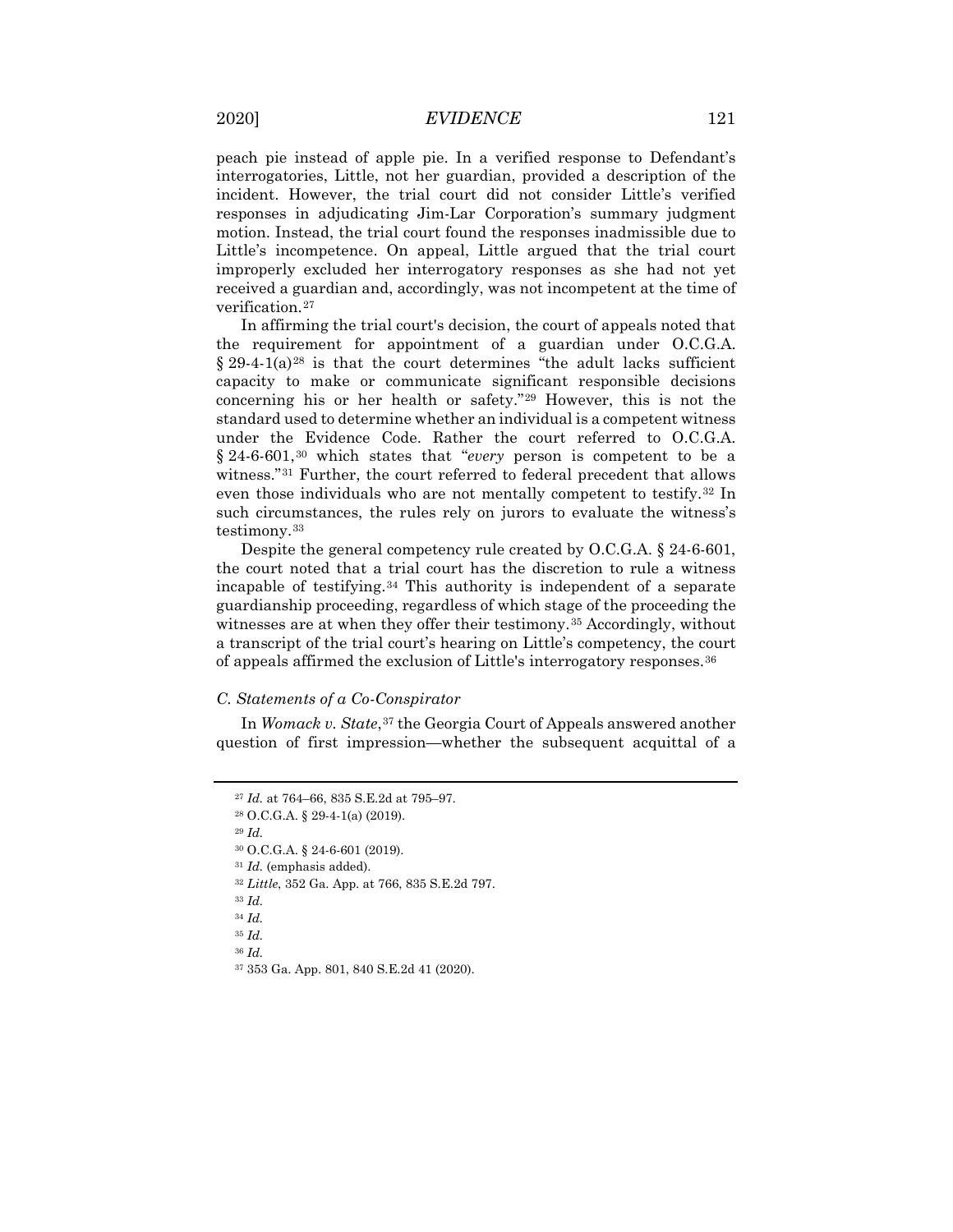peach pie instead of apple pie. In a verified response to Defendant's interrogatories, Little, not her guardian, provided a description of the incident. However, the trial court did not consider Little's verified responses in adjudicating Jim-Lar Corporation's summary judgment motion. Instead, the trial court found the responses inadmissible due to Little's incompetence. On appeal, Little argued that the trial court improperly excluded her interrogatory responses as she had not yet received a guardian and, accordingly, was not incompetent at the time of verification.[27]

In affirming the trial court's decision, the court of appeals noted that the requirement for appointment of a guardian under O.C.G.A. § 29-4-1(a)[28] is that the court determines "the adult lacks sufficient capacity to make or communicate significant responsible decisions concerning his or her health or safety."[29] However, this is not the standard used to determine whether an individual is a competent witness under the Evidence Code. Rather the court referred to O.C.G.A. § 24-6-601,[30] which states that "*every* person is competent to be a witness."[31] Further, the court referred to federal precedent that allows even those individuals who are not mentally competent to testify.[32] In such circumstances, the rules rely on jurors to evaluate the witness's testimony.[33]

Despite the general competency rule created by O.C.G.A. § 24-6-601, the court noted that a trial court has the discretion to rule a witness incapable of testifying.[34] This authority is independent of a separate guardianship proceeding, regardless of which stage of the proceeding the witnesses are at when they offer their testimony.[35] Accordingly, without a transcript of the trial court's hearing on Little's competency, the court of appeals affirmed the exclusion of Little's interrogatory responses.[36]

### C. Statements of a Co-Conspirator

In *Womack v. State*,[37] the Georgia Court of Appeals answered another question of first impression—whether the subsequent acquittal of a

---

[27] *Id.* at 764–66, 835 S.E.2d at 795–97.

[28] O.C.G.A. § 29-4-1(a) (2019).

[29] *Id.*

[30] O.C.G.A. § 24-6-601 (2019).

[31] *Id.* (emphasis added).

[32] *Little*, 352 Ga. App. at 766, 835 S.E.2d 797.

[33] *Id.*

[34] *Id.*

[35] *Id.*

[36] *Id.*

[37] 353 Ga. App. 801, 840 S.E.2d 41 (2020).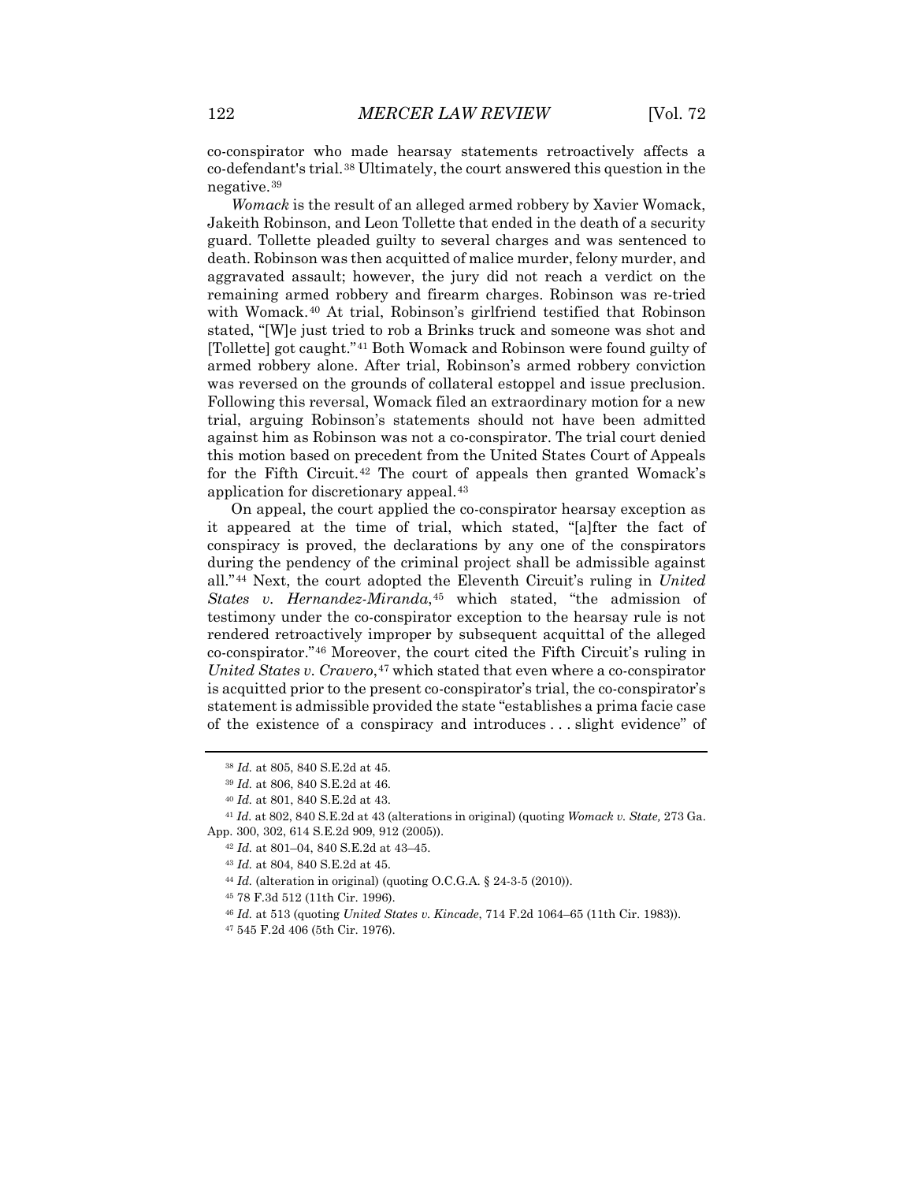co-conspirator who made hearsay statements retroactively affects a co-defendant's trial.[38] Ultimately, the court answered this question in the negative.[39]

*Womack* is the result of an alleged armed robbery by Xavier Womack, Jakeith Robinson, and Leon Tollette that ended in the death of a security guard. Tollette pleaded guilty to several charges and was sentenced to death. Robinson was then acquitted of malice murder, felony murder, and aggravated assault; however, the jury did not reach a verdict on the remaining armed robbery and firearm charges. Robinson was re-tried with Womack.[40] At trial, Robinson's girlfriend testified that Robinson stated, "[W]e just tried to rob a Brinks truck and someone was shot and [Tollette] got caught."[41] Both Womack and Robinson were found guilty of armed robbery alone. After trial, Robinson's armed robbery conviction was reversed on the grounds of collateral estoppel and issue preclusion. Following this reversal, Womack filed an extraordinary motion for a new trial, arguing Robinson's statements should not have been admitted against him as Robinson was not a co-conspirator. The trial court denied this motion based on precedent from the United States Court of Appeals for the Fifth Circuit.[42] The court of appeals then granted Womack's application for discretionary appeal.[43]

On appeal, the court applied the co-conspirator hearsay exception as it appeared at the time of trial, which stated, "[a]fter the fact of conspiracy is proved, the declarations by any one of the conspirators during the pendency of the criminal project shall be admissible against all."[44] Next, the court adopted the Eleventh Circuit's ruling in *United States v. Hernandez-Miranda*,[45] which stated, "the admission of testimony under the co-conspirator exception to the hearsay rule is not rendered retroactively improper by subsequent acquittal of the alleged co-conspirator."[46] Moreover, the court cited the Fifth Circuit's ruling in *United States v. Cravero*,[47] which stated that even where a co-conspirator is acquitted prior to the present co-conspirator's trial, the co-conspirator's statement is admissible provided the state "establishes a prima facie case of the existence of a conspiracy and introduces . . . slight evidence" of

---

[38] *Id.* at 805, 840 S.E.2d at 45.

[39] *Id.* at 806, 840 S.E.2d at 46.

[40] *Id.* at 801, 840 S.E.2d at 43.

[41] *Id.* at 802, 840 S.E.2d at 43 (alterations in original) (quoting *Womack v. State,* 273 Ga. App. 300, 302, 614 S.E.2d 909, 912 (2005)).

[42] *Id.* at 801–04, 840 S.E.2d at 43–45.

[43] *Id.* at 804, 840 S.E.2d at 45.

[44] *Id.* (alteration in original) (quoting O.C.G.A. § 24-3-5 (2010)).

[45] 78 F.3d 512 (11th Cir. 1996).

[46] *Id.* at 513 (quoting *United States v. Kincade*, 714 F.2d 1064–65 (11th Cir. 1983)).

[47] 545 F.2d 406 (5th Cir. 1976).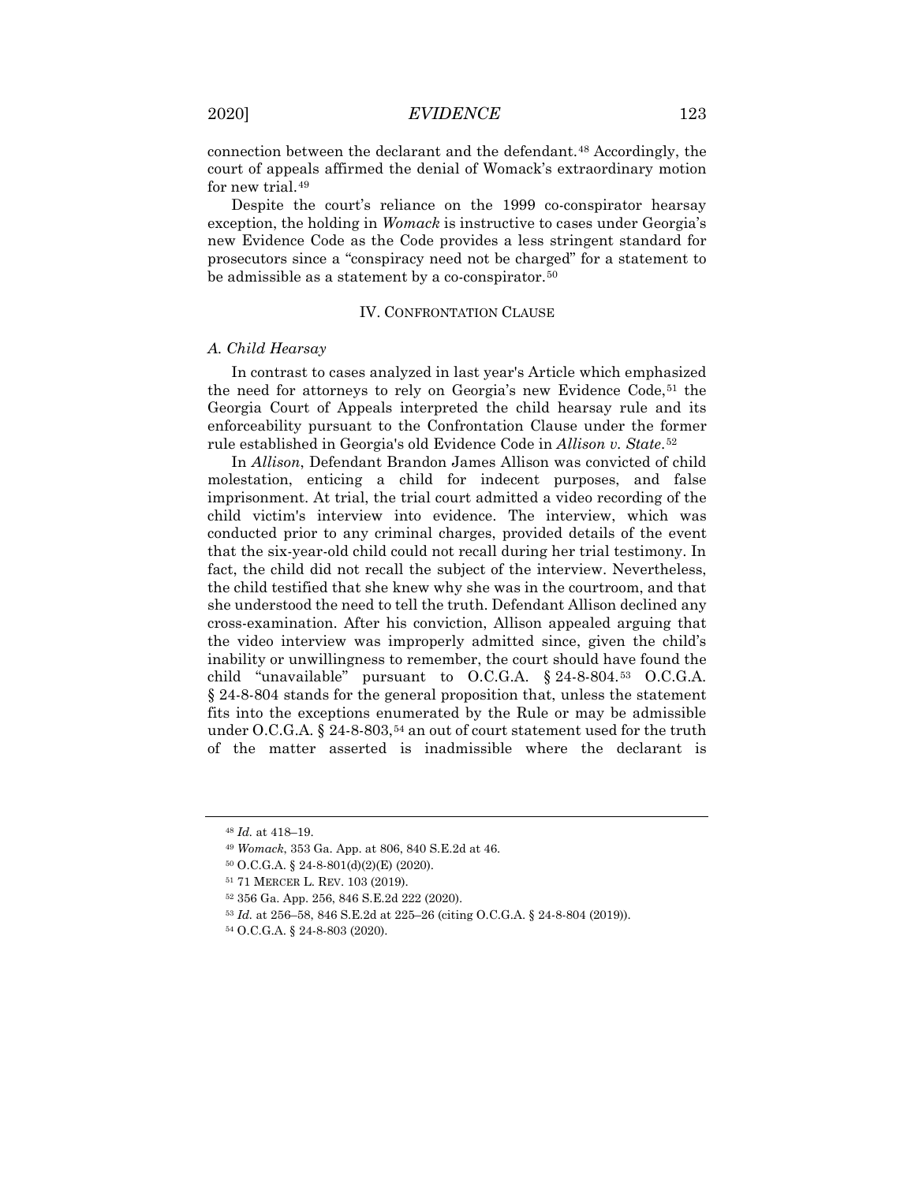connection between the declarant and the defendant.[48] Accordingly, the court of appeals affirmed the denial of Womack's extraordinary motion for new trial.[49]

Despite the court's reliance on the 1999 co-conspirator hearsay exception, the holding in *Womack* is instructive to cases under Georgia's new Evidence Code as the Code provides a less stringent standard for prosecutors since a "conspiracy need not be charged" for a statement to be admissible as a statement by a co-conspirator.[50]

## IV. CONFRONTATION CLAUSE

### *A. Child Hearsay*

In contrast to cases analyzed in last year's Article which emphasized the need for attorneys to rely on Georgia's new Evidence Code,[51] the Georgia Court of Appeals interpreted the child hearsay rule and its enforceability pursuant to the Confrontation Clause under the former rule established in Georgia's old Evidence Code in *Allison v. State*.[52]

In *Allison*, Defendant Brandon James Allison was convicted of child molestation, enticing a child for indecent purposes, and false imprisonment. At trial, the trial court admitted a video recording of the child victim's interview into evidence. The interview, which was conducted prior to any criminal charges, provided details of the event that the six-year-old child could not recall during her trial testimony. In fact, the child did not recall the subject of the interview. Nevertheless, the child testified that she knew why she was in the courtroom, and that she understood the need to tell the truth. Defendant Allison declined any cross-examination. After his conviction, Allison appealed arguing that the video interview was improperly admitted since, given the child's inability or unwillingness to remember, the court should have found the child "unavailable" pursuant to O.C.G.A. § 24-8-804.[53] O.C.G.A. § 24-8-804 stands for the general proposition that, unless the statement fits into the exceptions enumerated by the Rule or may be admissible under O.C.G.A. § 24-8-803,[54] an out of court statement used for the truth of the matter asserted is inadmissible where the declarant is

---

[48] *Id.* at 418–19.

[49] *Womack*, 353 Ga. App. at 806, 840 S.E.2d at 46.

[50] O.C.G.A. § 24-8-801(d)(2)(E) (2020).

[51] 71 MERCER L. REV. 103 (2019).

[52] 356 Ga. App. 256, 846 S.E.2d 222 (2020).

[53] *Id.* at 256–58, 846 S.E.2d at 225–26 (citing O.C.G.A. § 24-8-804 (2019)).

[54] O.C.G.A. § 24-8-803 (2020).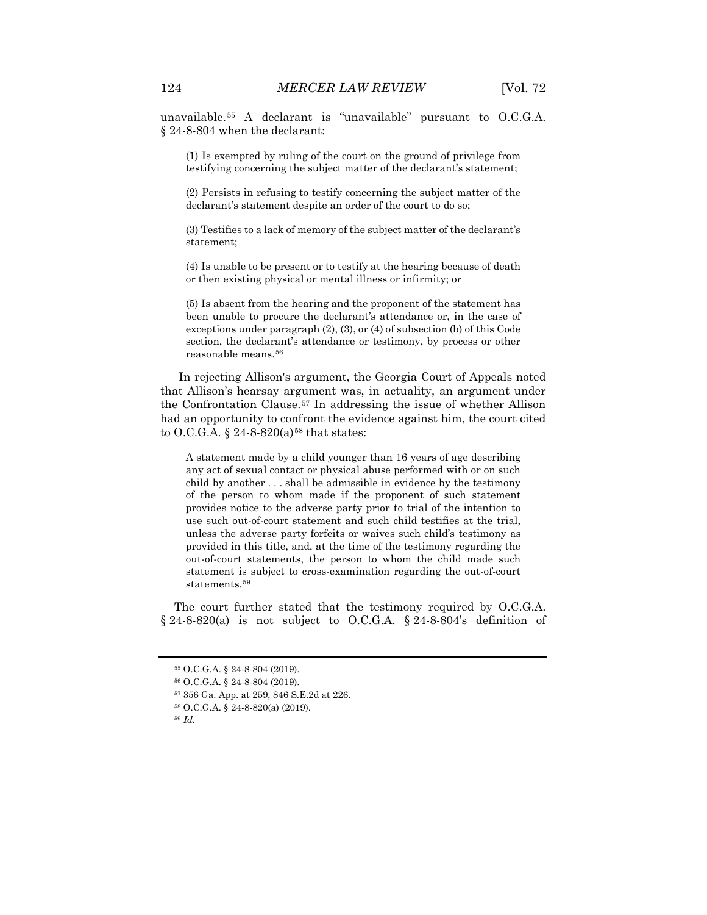unavailable.[55] A declarant is "unavailable" pursuant to O.C.G.A. § 24-8-804 when the declarant:

> (1) Is exempted by ruling of the court on the ground of privilege from testifying concerning the subject matter of the declarant's statement;
>
> (2) Persists in refusing to testify concerning the subject matter of the declarant's statement despite an order of the court to do so;
>
> (3) Testifies to a lack of memory of the subject matter of the declarant's statement;
>
> (4) Is unable to be present or to testify at the hearing because of death or then existing physical or mental illness or infirmity; or
>
> (5) Is absent from the hearing and the proponent of the statement has been unable to procure the declarant's attendance or, in the case of exceptions under paragraph (2), (3), or (4) of subsection (b) of this Code section, the declarant's attendance or testimony, by process or other reasonable means.[56]

In rejecting Allison's argument, the Georgia Court of Appeals noted that Allison's hearsay argument was, in actuality, an argument under the Confrontation Clause.[57] In addressing the issue of whether Allison had an opportunity to confront the evidence against him, the court cited to O.C.G.A. § 24-8-820(a)[58] that states:

> A statement made by a child younger than 16 years of age describing any act of sexual contact or physical abuse performed with or on such child by another . . . shall be admissible in evidence by the testimony of the person to whom made if the proponent of such statement provides notice to the adverse party prior to trial of the intention to use such out-of-court statement and such child testifies at the trial, unless the adverse party forfeits or waives such child's testimony as provided in this title, and, at the time of the testimony regarding the out-of-court statements, the person to whom the child made such statement is subject to cross-examination regarding the out-of-court statements.[59]

The court further stated that the testimony required by O.C.G.A. § 24-8-820(a) is not subject to O.C.G.A. § 24-8-804's definition of

---

[55] O.C.G.A. § 24-8-804 (2019).

[56] O.C.G.A. § 24-8-804 (2019).

[57] 356 Ga. App. at 259, 846 S.E.2d at 226.

[58] O.C.G.A. § 24-8-820(a) (2019).

[59] *Id.*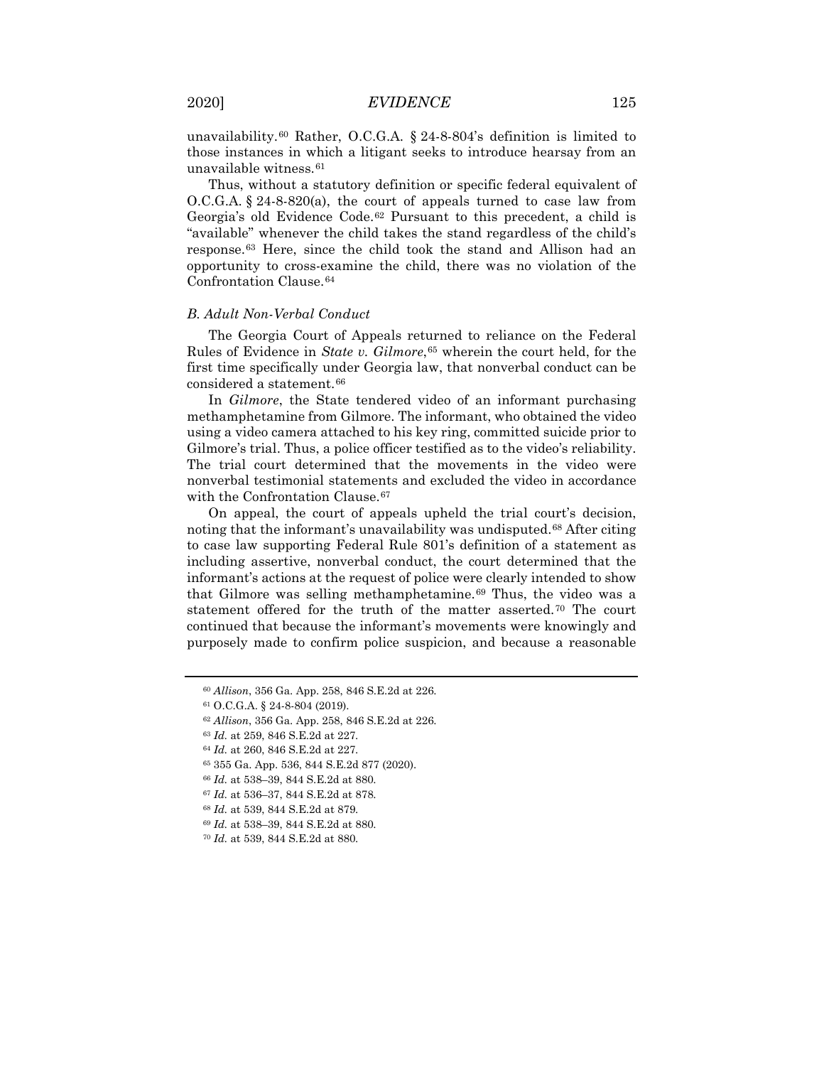unavailability.[60] Rather, O.C.G.A. § 24-8-804's definition is limited to those instances in which a litigant seeks to introduce hearsay from an unavailable witness.[61]

Thus, without a statutory definition or specific federal equivalent of O.C.G.A. § 24-8-820(a), the court of appeals turned to case law from Georgia's old Evidence Code.[62] Pursuant to this precedent, a child is "available" whenever the child takes the stand regardless of the child's response.[63] Here, since the child took the stand and Allison had an opportunity to cross-examine the child, there was no violation of the Confrontation Clause.[64]

### *B. Adult Non-Verbal Conduct*

The Georgia Court of Appeals returned to reliance on the Federal Rules of Evidence in *State v. Gilmore*,[65] wherein the court held, for the first time specifically under Georgia law, that nonverbal conduct can be considered a statement.[66]

In *Gilmore*, the State tendered video of an informant purchasing methamphetamine from Gilmore. The informant, who obtained the video using a video camera attached to his key ring, committed suicide prior to Gilmore's trial. Thus, a police officer testified as to the video's reliability. The trial court determined that the movements in the video were nonverbal testimonial statements and excluded the video in accordance with the Confrontation Clause.[67]

On appeal, the court of appeals upheld the trial court's decision, noting that the informant's unavailability was undisputed.[68] After citing to case law supporting Federal Rule 801's definition of a statement as including assertive, nonverbal conduct, the court determined that the informant's actions at the request of police were clearly intended to show that Gilmore was selling methamphetamine.[69] Thus, the video was a statement offered for the truth of the matter asserted.[70] The court continued that because the informant's movements were knowingly and purposely made to confirm police suspicion, and because a reasonable

---

[60] *Allison*, 356 Ga. App. 258, 846 S.E.2d at 226.

[61] O.C.G.A. § 24-8-804 (2019).

[62] *Allison*, 356 Ga. App. 258, 846 S.E.2d at 226.

[63] *Id.* at 259, 846 S.E.2d at 227.

[64] *Id.* at 260, 846 S.E.2d at 227.

[65] 355 Ga. App. 536, 844 S.E.2d 877 (2020).

[66] *Id.* at 538–39, 844 S.E.2d at 880.

[67] *Id.* at 536–37, 844 S.E.2d at 878.

[68] *Id.* at 539, 844 S.E.2d at 879.

[69] *Id.* at 538–39, 844 S.E.2d at 880.

[70] *Id.* at 539, 844 S.E.2d at 880.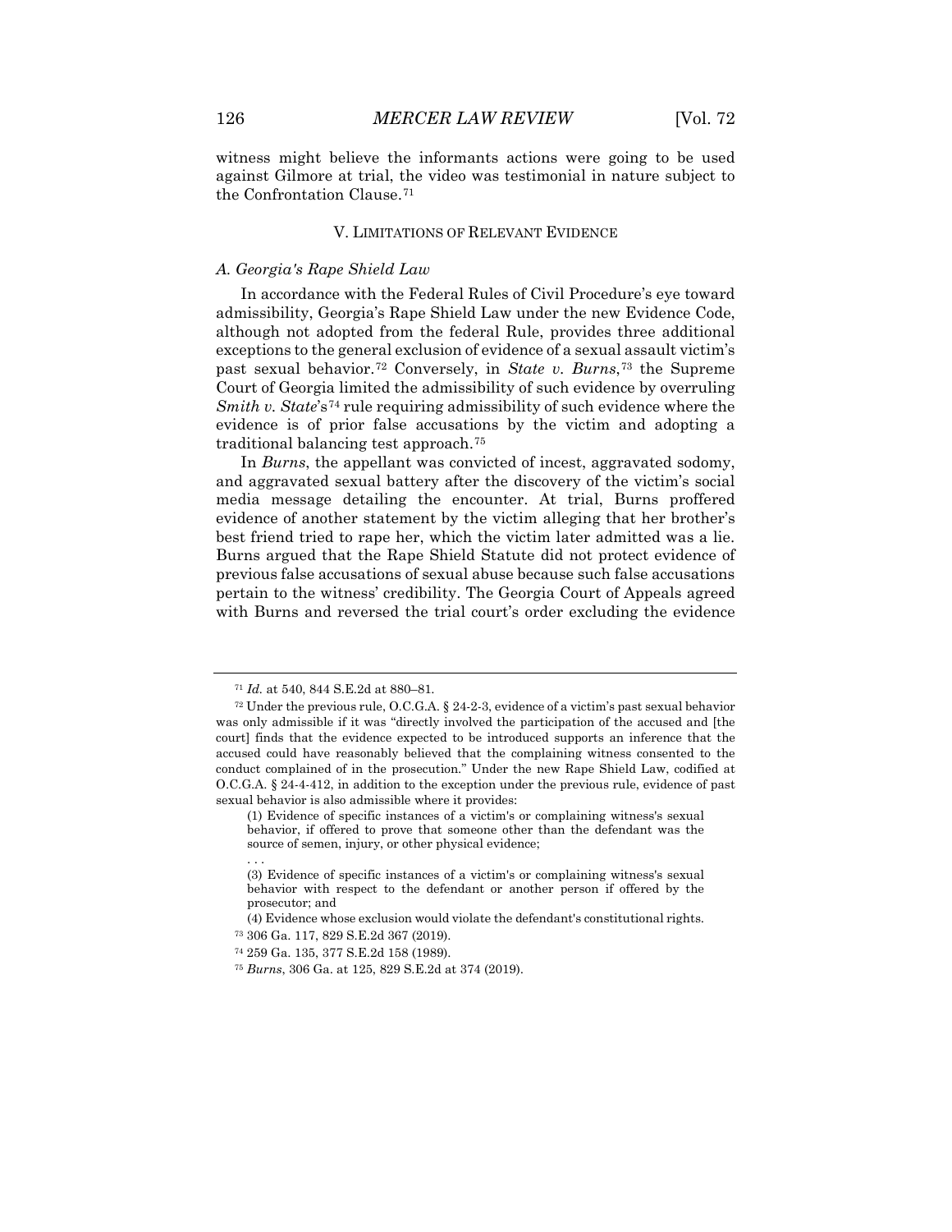witness might believe the informants actions were going to be used against Gilmore at trial, the video was testimonial in nature subject to the Confrontation Clause.[71]

## V. LIMITATIONS OF RELEVANT EVIDENCE

### *A. Georgia's Rape Shield Law*

In accordance with the Federal Rules of Civil Procedure's eye toward admissibility, Georgia's Rape Shield Law under the new Evidence Code, although not adopted from the federal Rule, provides three additional exceptions to the general exclusion of evidence of a sexual assault victim's past sexual behavior.[72] Conversely, in *State v. Burns*,[73] the Supreme Court of Georgia limited the admissibility of such evidence by overruling *Smith v. State*'s[74] rule requiring admissibility of such evidence where the evidence is of prior false accusations by the victim and adopting a traditional balancing test approach.[75]

In *Burns*, the appellant was convicted of incest, aggravated sodomy, and aggravated sexual battery after the discovery of the victim's social media message detailing the encounter. At trial, Burns proffered evidence of another statement by the victim alleging that her brother's best friend tried to rape her, which the victim later admitted was a lie. Burns argued that the Rape Shield Statute did not protect evidence of previous false accusations of sexual abuse because such false accusations pertain to the witness' credibility. The Georgia Court of Appeals agreed with Burns and reversed the trial court's order excluding the evidence

---

[71] *Id.* at 540, 844 S.E.2d at 880–81.

[72] Under the previous rule, O.C.G.A. § 24-2-3, evidence of a victim's past sexual behavior was only admissible if it was "directly involved the participation of the accused and [the court] finds that the evidence expected to be introduced supports an inference that the accused could have reasonably believed that the complaining witness consented to the conduct complained of in the prosecution." Under the new Rape Shield Law, codified at O.C.G.A. § 24-4-412, in addition to the exception under the previous rule, evidence of past sexual behavior is also admissible where it provides:

> (1) Evidence of specific instances of a victim's or complaining witness's sexual behavior, if offered to prove that someone other than the defendant was the source of semen, injury, or other physical evidence;
>
> . . .
>
> (3) Evidence of specific instances of a victim's or complaining witness's sexual behavior with respect to the defendant or another person if offered by the prosecutor; and
>
> (4) Evidence whose exclusion would violate the defendant's constitutional rights.

[73] 306 Ga. 117, 829 S.E.2d 367 (2019).

[74] 259 Ga. 135, 377 S.E.2d 158 (1989).

[75] *Burns*, 306 Ga. at 125, 829 S.E.2d at 374 (2019).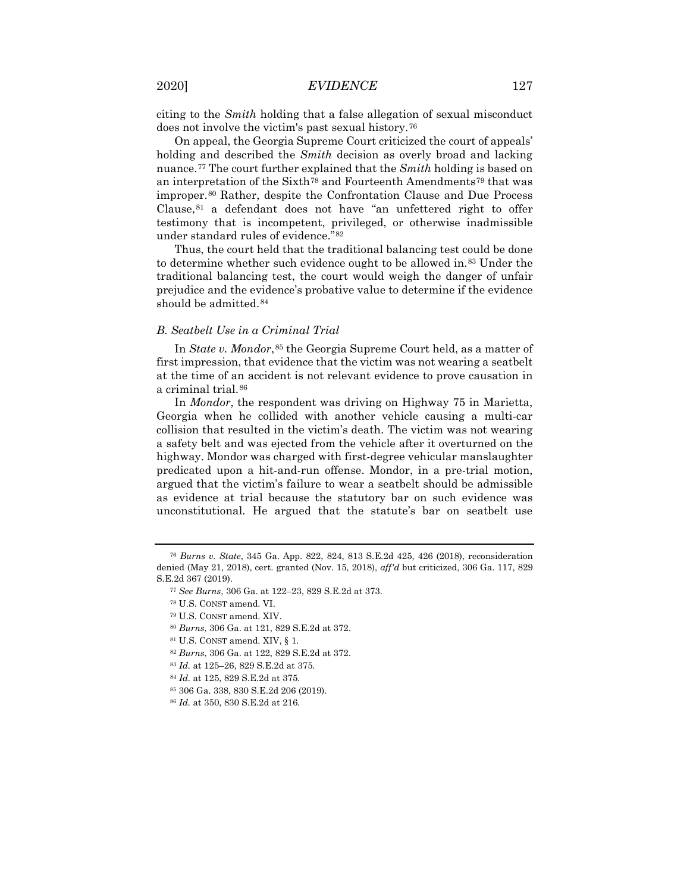citing to the *Smith* holding that a false allegation of sexual misconduct does not involve the victim's past sexual history.[76]

On appeal, the Georgia Supreme Court criticized the court of appeals' holding and described the *Smith* decision as overly broad and lacking nuance.[77] The court further explained that the *Smith* holding is based on an interpretation of the Sixth[78] and Fourteenth Amendments[79] that was improper.[80] Rather, despite the Confrontation Clause and Due Process Clause,[81] a defendant does not have "an unfettered right to offer testimony that is incompetent, privileged, or otherwise inadmissible under standard rules of evidence."[82]

Thus, the court held that the traditional balancing test could be done to determine whether such evidence ought to be allowed in.[83] Under the traditional balancing test, the court would weigh the danger of unfair prejudice and the evidence's probative value to determine if the evidence should be admitted.[84]

### *B. Seatbelt Use in a Criminal Trial*

In *State v. Mondor*,[85] the Georgia Supreme Court held, as a matter of first impression, that evidence that the victim was not wearing a seatbelt at the time of an accident is not relevant evidence to prove causation in a criminal trial.[86]

In *Mondor*, the respondent was driving on Highway 75 in Marietta, Georgia when he collided with another vehicle causing a multi-car collision that resulted in the victim's death. The victim was not wearing a safety belt and was ejected from the vehicle after it overturned on the highway. Mondor was charged with first-degree vehicular manslaughter predicated upon a hit-and-run offense. Mondor, in a pre-trial motion, argued that the victim's failure to wear a seatbelt should be admissible as evidence at trial because the statutory bar on such evidence was unconstitutional. He argued that the statute's bar on seatbelt use

---

[76] *Burns v. State*, 345 Ga. App. 822, 824, 813 S.E.2d 425, 426 (2018), reconsideration denied (May 21, 2018), cert. granted (Nov. 15, 2018), *aff'd* but criticized, 306 Ga. 117, 829 S.E.2d 367 (2019).

[77] *See Burns*, 306 Ga. at 122–23, 829 S.E.2d at 373.

[78] U.S. CONST amend. VI.

[79] U.S. CONST amend. XIV.

[80] *Burns*, 306 Ga. at 121, 829 S.E.2d at 372.

[81] U.S. CONST amend. XIV, § 1.

[82] *Burns*, 306 Ga. at 122, 829 S.E.2d at 372.

[83] *Id.* at 125–26, 829 S.E.2d at 375.

[84] *Id.* at 125, 829 S.E.2d at 375.

[85] 306 Ga. 338, 830 S.E.2d 206 (2019).

[86] *Id.* at 350, 830 S.E.2d at 216.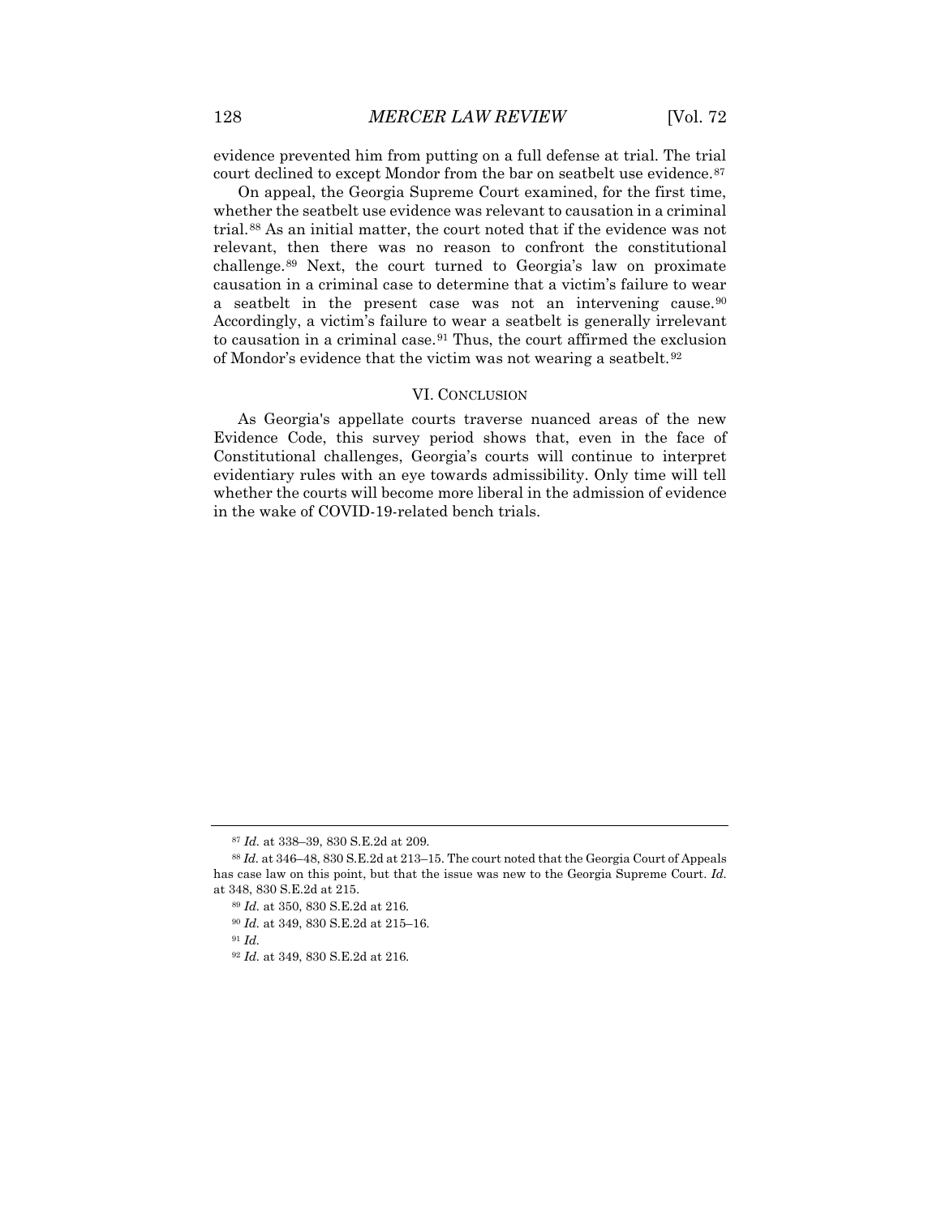evidence prevented him from putting on a full defense at trial. The trial court declined to except Mondor from the bar on seatbelt use evidence.[87]

On appeal, the Georgia Supreme Court examined, for the first time, whether the seatbelt use evidence was relevant to causation in a criminal trial.[88] As an initial matter, the court noted that if the evidence was not relevant, then there was no reason to confront the constitutional challenge.[89] Next, the court turned to Georgia's law on proximate causation in a criminal case to determine that a victim's failure to wear a seatbelt in the present case was not an intervening cause.[90] Accordingly, a victim's failure to wear a seatbelt is generally irrelevant to causation in a criminal case.[91] Thus, the court affirmed the exclusion of Mondor's evidence that the victim was not wearing a seatbelt.[92]

## VI. Conclusion

As Georgia's appellate courts traverse nuanced areas of the new Evidence Code, this survey period shows that, even in the face of Constitutional challenges, Georgia's courts will continue to interpret evidentiary rules with an eye towards admissibility. Only time will tell whether the courts will become more liberal in the admission of evidence in the wake of COVID-19-related bench trials.

---

[87] *Id.* at 338–39, 830 S.E.2d at 209.

[88] *Id.* at 346–48, 830 S.E.2d at 213–15. The court noted that the Georgia Court of Appeals has case law on this point, but that the issue was new to the Georgia Supreme Court. *Id.* at 348, 830 S.E.2d at 215.

[89] *Id.* at 350, 830 S.E.2d at 216.

[90] *Id.* at 349, 830 S.E.2d at 215–16.

[91] *Id.*

[92] *Id.* at 349, 830 S.E.2d at 216.